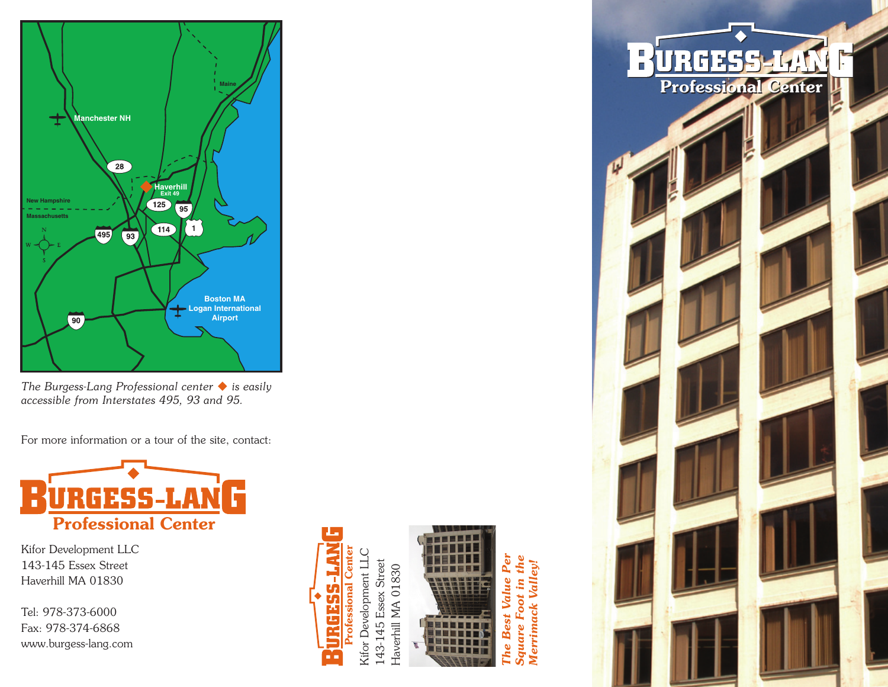Manchester NH

Maine

New Hampshire

Massachusetts

Haverhill
Exit 49

Boston MA
Logan International
Airport

*The Burgess-Lang Professional center ◆ is easily accessible from Interstates 495, 93 and 95.*

For more information or a tour of the site, contact:

# BURGESS-LANG
## Professional Center

Kifor Development LLC
143-145 Essex Street
Haverhill MA 01830

Tel: 978-373-6000
Fax: 978-374-6868
www.burgess-lang.com

# BURGESS-LANG
## Professional Center

Kifor Development LLC
143-145 Essex Street
Haverhill MA 01830

***The Best Value Per Square Foot in the Merrimack Valley!***

# BURGESS-LANG
## Professional Center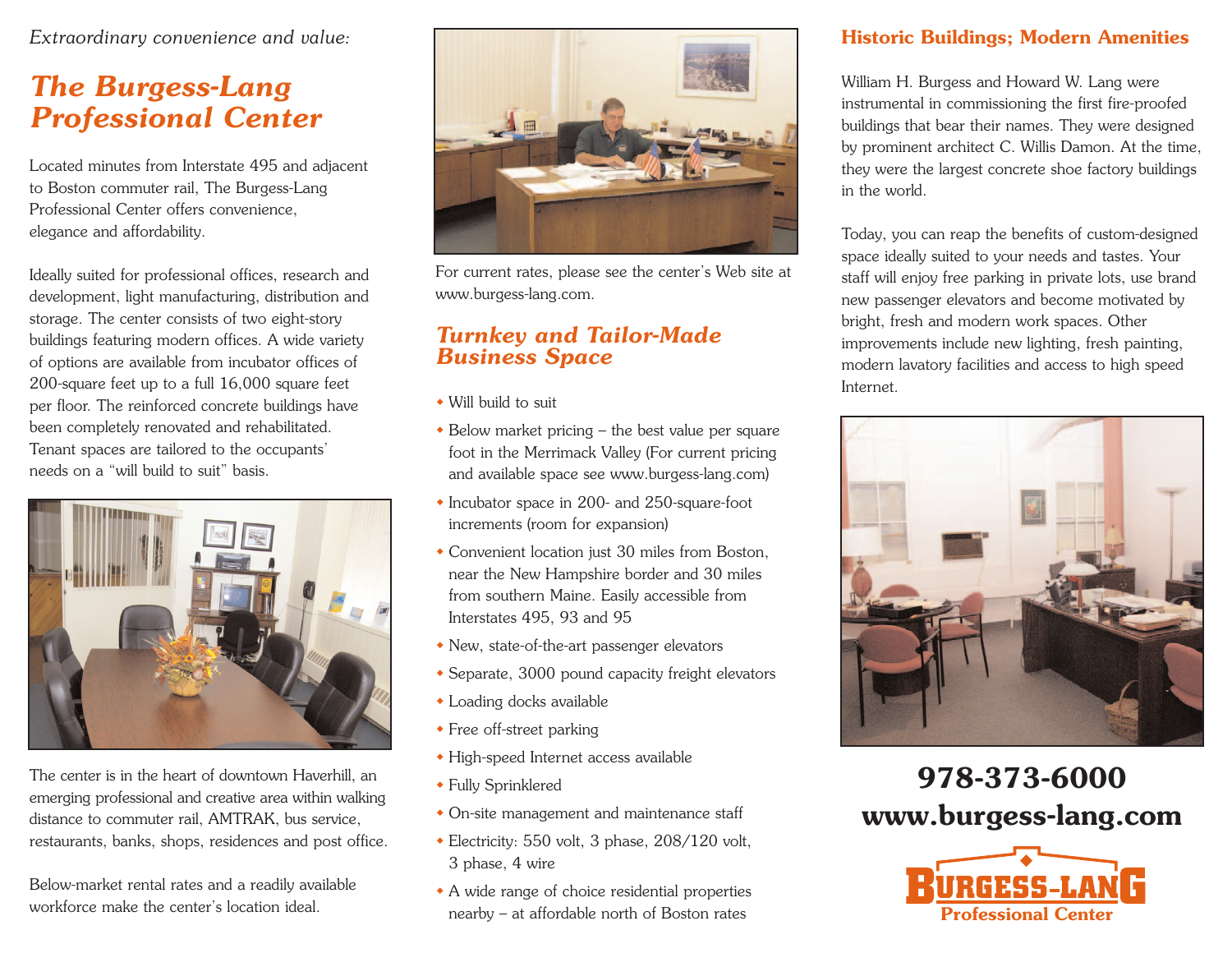*Extraordinary convenience and value:*

# *The Burgess-Lang Professional Center*

Located minutes from Interstate 495 and adjacent to Boston commuter rail, The Burgess-Lang Professional Center offers convenience, elegance and affordability.

Ideally suited for professional offices, research and development, light manufacturing, distribution and storage. The center consists of two eight-story buildings featuring modern offices. A wide variety of options are available from incubator offices of 200-square feet up to a full 16,000 square feet per floor. The reinforced concrete buildings have been completely renovated and rehabilitated. Tenant spaces are tailored to the occupants' needs on a "will build to suit" basis.

The center is in the heart of downtown Haverhill, an emerging professional and creative area within walking distance to commuter rail, AMTRAK, bus service, restaurants, banks, shops, residences and post office.

Below-market rental rates and a readily available workforce make the center's location ideal.

For current rates, please see the center's Web site at www.burgess-lang.com.

## *Turnkey and Tailor-Made Business Space*

- Will build to suit
- Below market pricing – the best value per square foot in the Merrimack Valley (For current pricing and available space see www.burgess-lang.com)
- Incubator space in 200- and 250-square-foot increments (room for expansion)
- Convenient location just 30 miles from Boston, near the New Hampshire border and 30 miles from southern Maine. Easily accessible from Interstates 495, 93 and 95
- New, state-of-the-art passenger elevators
- Separate, 3000 pound capacity freight elevators
- Loading docks available
- Free off-street parking
- High-speed Internet access available
- Fully Sprinklered
- On-site management and maintenance staff
- Electricity: 550 volt, 3 phase, 208/120 volt, 3 phase, 4 wire
- A wide range of choice residential properties nearby – at affordable north of Boston rates

## Historic Buildings; Modern Amenities

William H. Burgess and Howard W. Lang were instrumental in commissioning the first fire-proofed buildings that bear their names. They were designed by prominent architect C. Willis Damon. At the time, they were the largest concrete shoe factory buildings in the world.

Today, you can reap the benefits of custom-designed space ideally suited to your needs and tastes. Your staff will enjoy free parking in private lots, use brand new passenger elevators and become motivated by bright, fresh and modern work spaces. Other improvements include new lighting, fresh painting, modern lavatory facilities and access to high speed Internet.

**978-373-6000**
**www.burgess-lang.com**

BURGESS-LANG
Professional Center